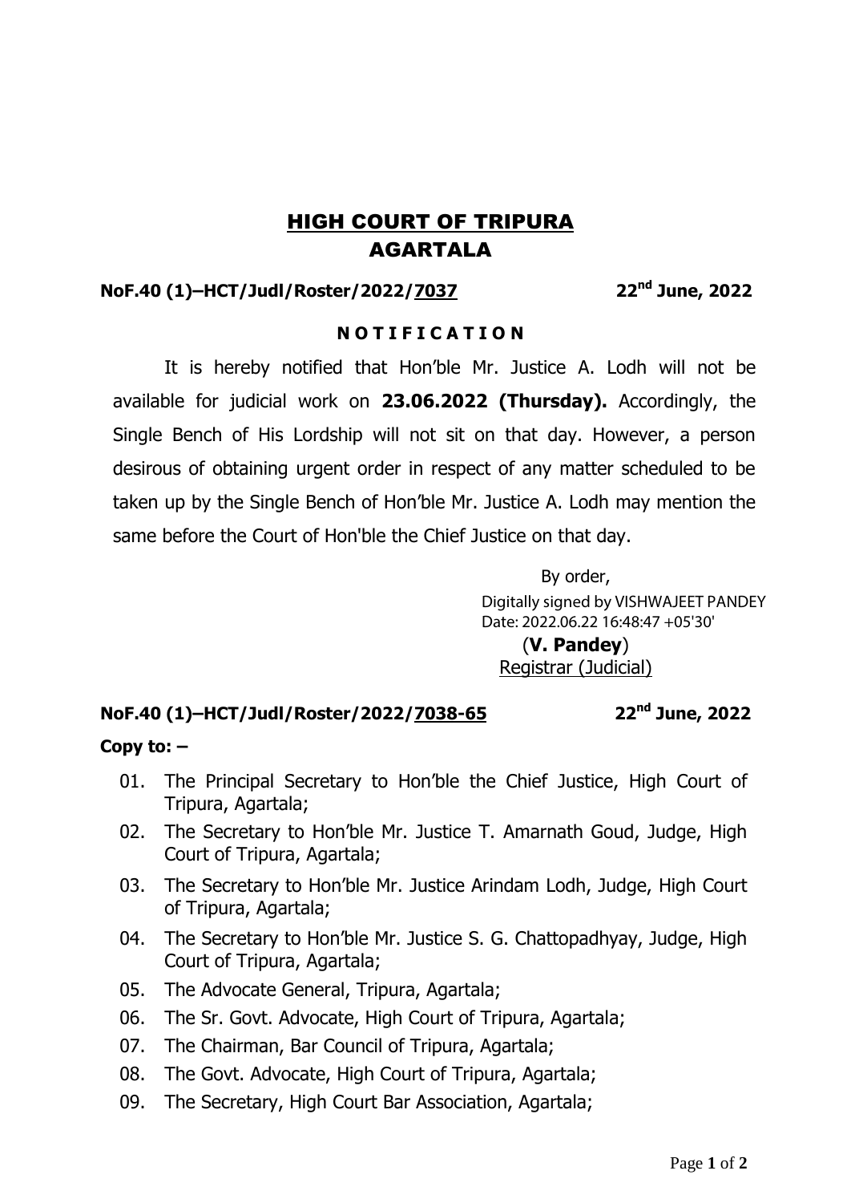# HIGH COURT OF TRIPURA
# AGARTALA

**NoF.40 (1)–HCT/Judl/Roster/2022/7037** **22nd June, 2022**

**N O T I F I C A T I O N**

It is hereby notified that Hon'ble Mr. Justice A. Lodh will not be available for judicial work on **23.06.2022 (Thursday).** Accordingly, the Single Bench of His Lordship will not sit on that day. However, a person desirous of obtaining urgent order in respect of any matter scheduled to be taken up by the Single Bench of Hon'ble Mr. Justice A. Lodh may mention the same before the Court of Hon'ble the Chief Justice on that day.

By order,

Digitally signed by VISHWAJEET PANDEY
Date: 2022.06.22 16:48:47 +05'30'

(**V. Pandey**)
Registrar (Judicial)

**NoF.40 (1)–HCT/Judl/Roster/2022/7038-65** **22nd June, 2022**

**Copy to: –**

01. The Principal Secretary to Hon'ble the Chief Justice, High Court of Tripura, Agartala;
02. The Secretary to Hon'ble Mr. Justice T. Amarnath Goud, Judge, High Court of Tripura, Agartala;
03. The Secretary to Hon'ble Mr. Justice Arindam Lodh, Judge, High Court of Tripura, Agartala;
04. The Secretary to Hon'ble Mr. Justice S. G. Chattopadhyay, Judge, High Court of Tripura, Agartala;
05. The Advocate General, Tripura, Agartala;
06. The Sr. Govt. Advocate, High Court of Tripura, Agartala;
07. The Chairman, Bar Council of Tripura, Agartala;
08. The Govt. Advocate, High Court of Tripura, Agartala;
09. The Secretary, High Court Bar Association, Agartala;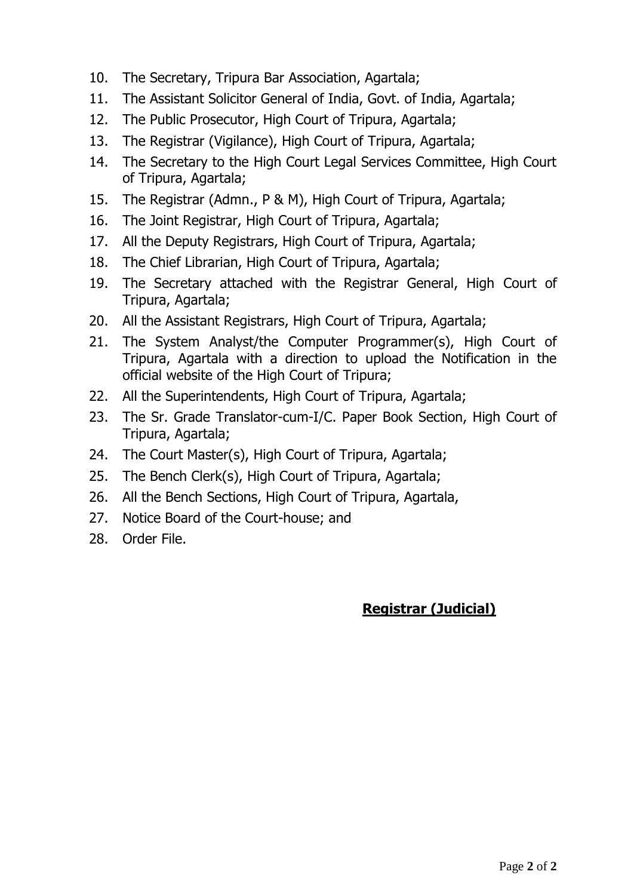10. The Secretary, Tripura Bar Association, Agartala;
11. The Assistant Solicitor General of India, Govt. of India, Agartala;
12. The Public Prosecutor, High Court of Tripura, Agartala;
13. The Registrar (Vigilance), High Court of Tripura, Agartala;
14. The Secretary to the High Court Legal Services Committee, High Court of Tripura, Agartala;
15. The Registrar (Admn., P & M), High Court of Tripura, Agartala;
16. The Joint Registrar, High Court of Tripura, Agartala;
17. All the Deputy Registrars, High Court of Tripura, Agartala;
18. The Chief Librarian, High Court of Tripura, Agartala;
19. The Secretary attached with the Registrar General, High Court of Tripura, Agartala;
20. All the Assistant Registrars, High Court of Tripura, Agartala;
21. The System Analyst/the Computer Programmer(s), High Court of Tripura, Agartala with a direction to upload the Notification in the official website of the High Court of Tripura;
22. All the Superintendents, High Court of Tripura, Agartala;
23. The Sr. Grade Translator-cum-I/C. Paper Book Section, High Court of Tripura, Agartala;
24. The Court Master(s), High Court of Tripura, Agartala;
25. The Bench Clerk(s), High Court of Tripura, Agartala;
26. All the Bench Sections, High Court of Tripura, Agartala,
27. Notice Board of the Court-house; and
28. Order File.

**Registrar (Judicial)**